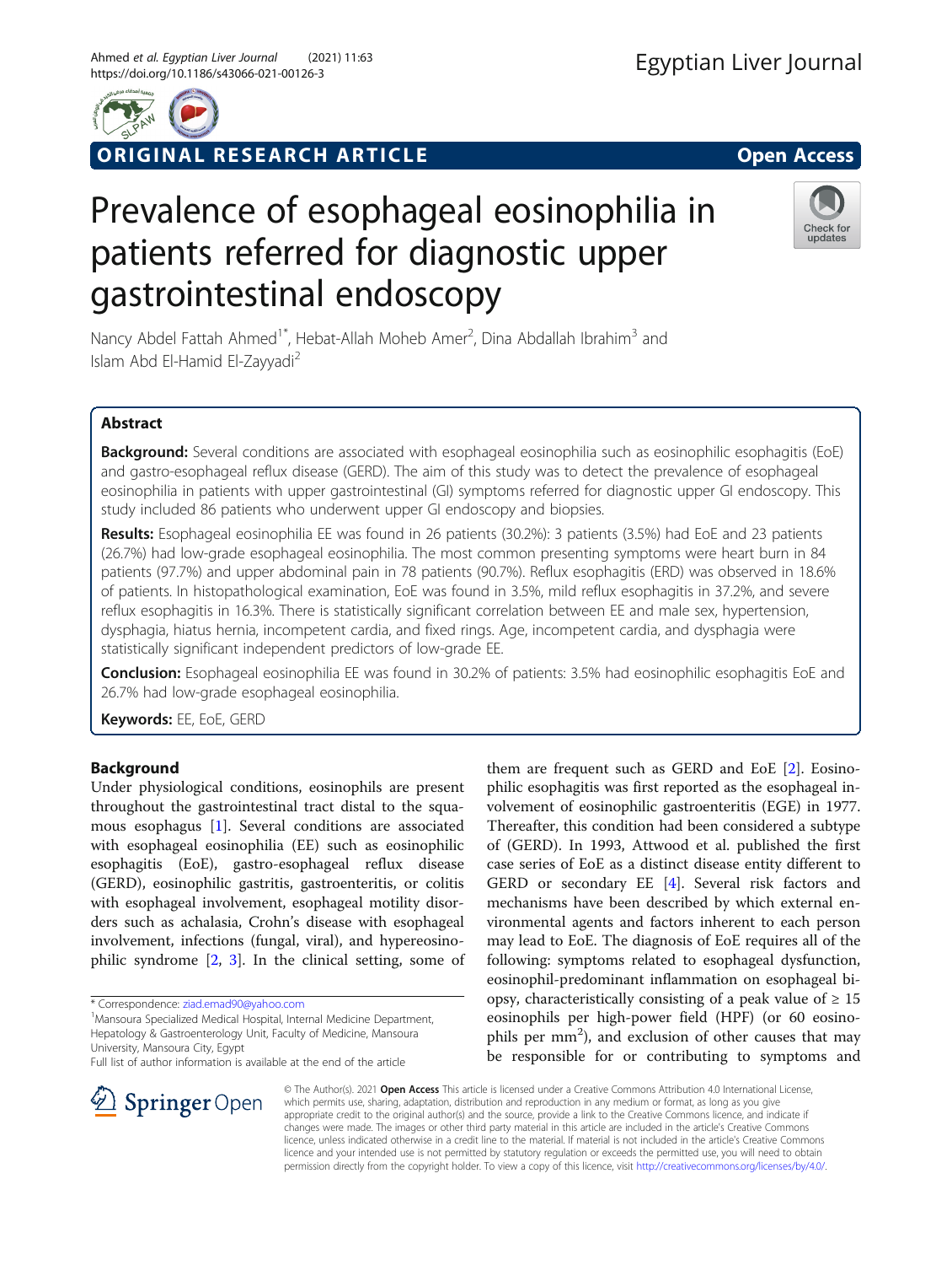ORIGINAL RESEARCH ARTICLE

Open Access

# Prevalence of esophageal eosinophilia in patients referred for diagnostic upper gastrointestinal endoscopy

Nancy Abdel Fattah Ahmed[1*], Hebat-Allah Moheb Amer[2], Dina Abdallah Ibrahim[3] and Islam Abd El-Hamid El-Zayyadi[2]

## Abstract

**Background:** Several conditions are associated with esophageal eosinophilia such as eosinophilic esophagitis (EoE) and gastro-esophageal reflux disease (GERD). The aim of this study was to detect the prevalence of esophageal eosinophilia in patients with upper gastrointestinal (GI) symptoms referred for diagnostic upper GI endoscopy. This study included 86 patients who underwent upper GI endoscopy and biopsies.

**Results:** Esophageal eosinophilia EE was found in 26 patients (30.2%): 3 patients (3.5%) had EoE and 23 patients (26.7%) had low-grade esophageal eosinophilia. The most common presenting symptoms were heart burn in 84 patients (97.7%) and upper abdominal pain in 78 patients (90.7%). Reflux esophagitis (ERD) was observed in 18.6% of patients. In histopathological examination, EoE was found in 3.5%, mild reflux esophagitis in 37.2%, and severe reflux esophagitis in 16.3%. There is statistically significant correlation between EE and male sex, hypertension, dysphagia, hiatus hernia, incompetent cardia, and fixed rings. Age, incompetent cardia, and dysphagia were statistically significant independent predictors of low-grade EE.

**Conclusion:** Esophageal eosinophilia EE was found in 30.2% of patients: 3.5% had eosinophilic esophagitis EoE and 26.7% had low-grade esophageal eosinophilia.

**Keywords:** EE, EoE, GERD

## Background

Under physiological conditions, eosinophils are present throughout the gastrointestinal tract distal to the squamous esophagus [1]. Several conditions are associated with esophageal eosinophilia (EE) such as eosinophilic esophagitis (EoE), gastro-esophageal reflux disease (GERD), eosinophilic gastritis, gastroenteritis, or colitis with esophageal involvement, esophageal motility disorders such as achalasia, Crohn's disease with esophageal involvement, infections (fungal, viral), and hypereosinophilic syndrome [2, 3]. In the clinical setting, some of them are frequent such as GERD and EoE [2]. Eosinophilic esophagitis was first reported as the esophageal involvement of eosinophilic gastroenteritis (EGE) in 1977. Thereafter, this condition had been considered a subtype of (GERD). In 1993, Attwood et al. published the first case series of EoE as a distinct disease entity different to GERD or secondary EE [4]. Several risk factors and mechanisms have been described by which external environmental agents and factors inherent to each person may lead to EoE. The diagnosis of EoE requires all of the following: symptoms related to esophageal dysfunction, eosinophil-predominant inflammation on esophageal biopsy, characteristically consisting of a peak value of ≥ 15 eosinophils per high-power field (HPF) (or 60 eosinophils per mm$^2$), and exclusion of other causes that may be responsible for or contributing to symptoms and

\* Correspondence: ziad.emad90@yahoo.com

[1]Mansoura Specialized Medical Hospital, Internal Medicine Department, Hepatology & Gastroenterology Unit, Faculty of Medicine, Mansoura University, Mansoura City, Egypt

Full list of author information is available at the end of the article

© The Author(s). 2021 **Open Access** This article is licensed under a Creative Commons Attribution 4.0 International License, which permits use, sharing, adaptation, distribution and reproduction in any medium or format, as long as you give appropriate credit to the original author(s) and the source, provide a link to the Creative Commons licence, and indicate if changes were made. The images or other third party material in this article are included in the article's Creative Commons licence, unless indicated otherwise in a credit line to the material. If material is not included in the article's Creative Commons licence and your intended use is not permitted by statutory regulation or exceeds the permitted use, you will need to obtain permission directly from the copyright holder. To view a copy of this licence, visit http://creativecommons.org/licenses/by/4.0/.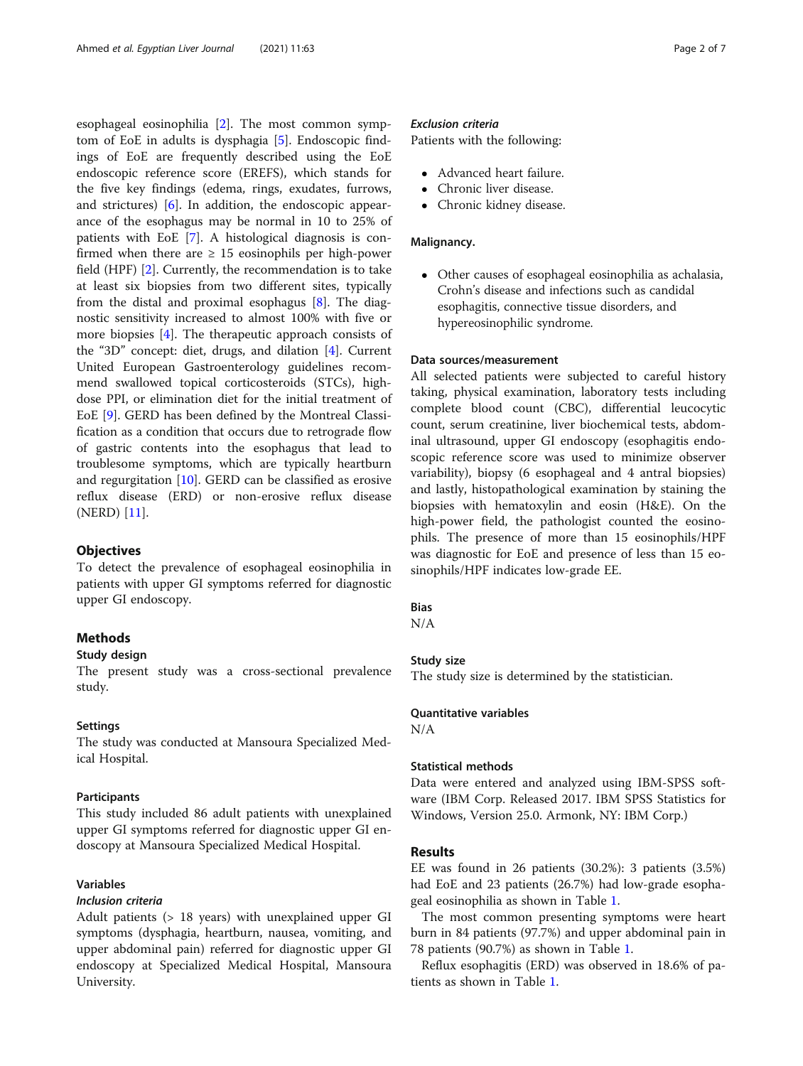esophageal eosinophilia [2]. The most common symptom of EoE in adults is dysphagia [5]. Endoscopic findings of EoE are frequently described using the EoE endoscopic reference score (EREFS), which stands for the five key findings (edema, rings, exudates, furrows, and strictures) [6]. In addition, the endoscopic appearance of the esophagus may be normal in 10 to 25% of patients with EoE [7]. A histological diagnosis is confirmed when there are ≥ 15 eosinophils per high-power field (HPF) [2]. Currently, the recommendation is to take at least six biopsies from two different sites, typically from the distal and proximal esophagus [8]. The diagnostic sensitivity increased to almost 100% with five or more biopsies [4]. The therapeutic approach consists of the "3D" concept: diet, drugs, and dilation [4]. Current United European Gastroenterology guidelines recommend swallowed topical corticosteroids (STCs), high-dose PPI, or elimination diet for the initial treatment of EoE [9]. GERD has been defined by the Montreal Classification as a condition that occurs due to retrograde flow of gastric contents into the esophagus that lead to troublesome symptoms, which are typically heartburn and regurgitation [10]. GERD can be classified as erosive reflux disease (ERD) or non-erosive reflux disease (NERD) [11].

## Objectives

To detect the prevalence of esophageal eosinophilia in patients with upper GI symptoms referred for diagnostic upper GI endoscopy.

## Methods

### Study design

The present study was a cross-sectional prevalence study.

### Settings

The study was conducted at Mansoura Specialized Medical Hospital.

### Participants

This study included 86 adult patients with unexplained upper GI symptoms referred for diagnostic upper GI endoscopy at Mansoura Specialized Medical Hospital.

### Variables

#### *Inclusion criteria*

Adult patients (> 18 years) with unexplained upper GI symptoms (dysphagia, heartburn, nausea, vomiting, and upper abdominal pain) referred for diagnostic upper GI endoscopy at Specialized Medical Hospital, Mansoura University.

#### *Exclusion criteria*

Patients with the following:

- Advanced heart failure.
- Chronic liver disease.
- Chronic kidney disease.

**Malignancy.**

- Other causes of esophageal eosinophilia as achalasia, Crohn's disease and infections such as candidal esophagitis, connective tissue disorders, and hypereosinophilic syndrome.

### Data sources/measurement

All selected patients were subjected to careful history taking, physical examination, laboratory tests including complete blood count (CBC), differential leucocytic count, serum creatinine, liver biochemical tests, abdominal ultrasound, upper GI endoscopy (esophagitis endoscopic reference score was used to minimize observer variability), biopsy (6 esophageal and 4 antral biopsies) and lastly, histopathological examination by staining the biopsies with hematoxylin and eosin (H&E). On the high-power field, the pathologist counted the eosinophils. The presence of more than 15 eosinophils/HPF was diagnostic for EoE and presence of less than 15 eosinophils/HPF indicates low-grade EE.

### Bias

N/A

### Study size

The study size is determined by the statistician.

### Quantitative variables

N/A

### Statistical methods

Data were entered and analyzed using IBM-SPSS software (IBM Corp. Released 2017. IBM SPSS Statistics for Windows, Version 25.0. Armonk, NY: IBM Corp.)

## Results

EE was found in 26 patients (30.2%): 3 patients (3.5%) had EoE and 23 patients (26.7%) had low-grade esophageal eosinophilia as shown in Table 1.

The most common presenting symptoms were heart burn in 84 patients (97.7%) and upper abdominal pain in 78 patients (90.7%) as shown in Table 1.

Reflux esophagitis (ERD) was observed in 18.6% of patients as shown in Table 1.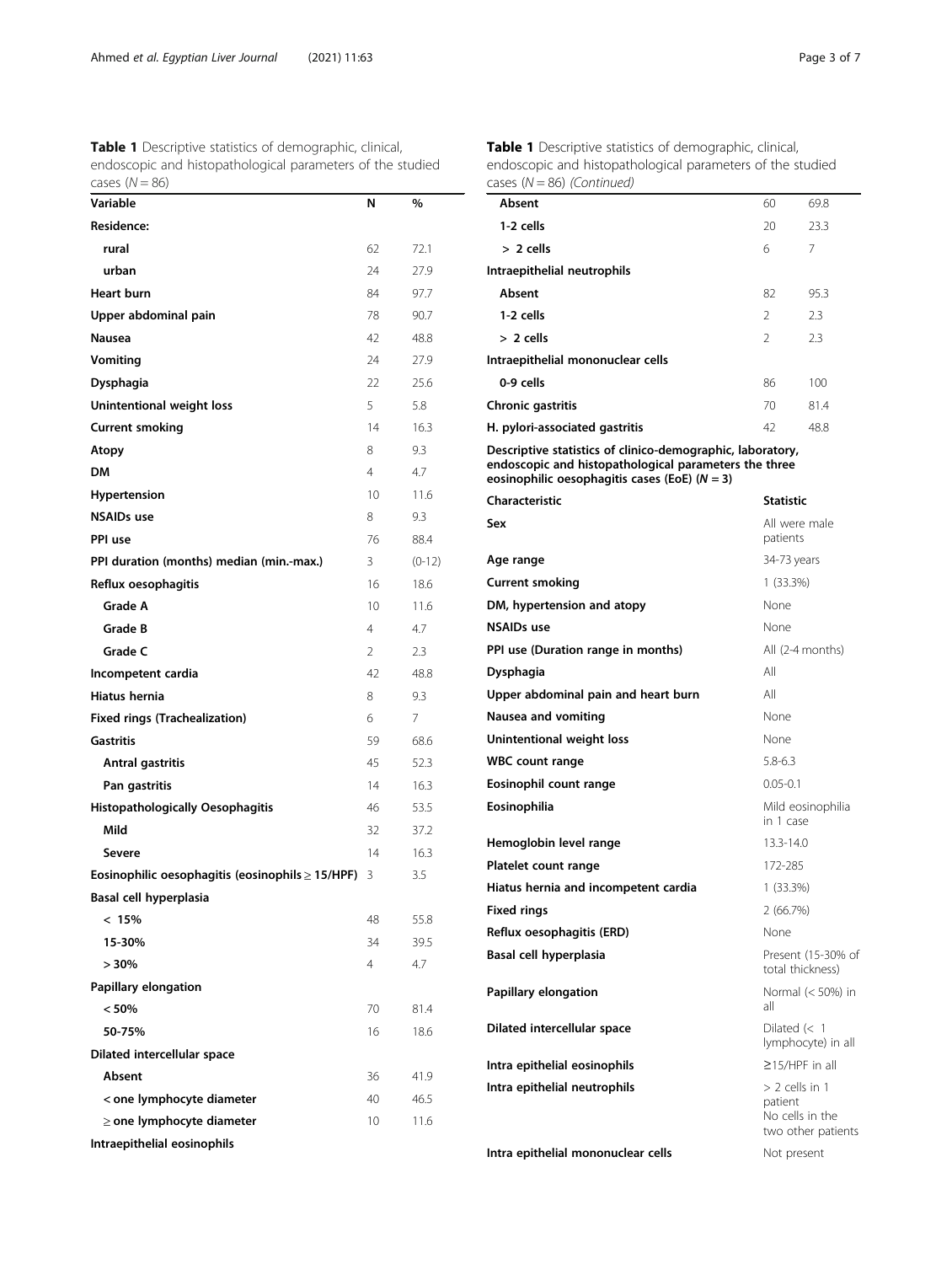**Table 1** Descriptive statistics of demographic, clinical, endoscopic and histopathological parameters of the studied cases ($N = 86$)

| Variable | N | % |
|---|---|---|
| **Residence:** | | |
| rural | 62 | 72.1 |
| urban | 24 | 27.9 |
| **Heart burn** | 84 | 97.7 |
| **Upper abdominal pain** | 78 | 90.7 |
| **Nausea** | 42 | 48.8 |
| **Vomiting** | 24 | 27.9 |
| **Dysphagia** | 22 | 25.6 |
| **Unintentional weight loss** | 5 | 5.8 |
| **Current smoking** | 14 | 16.3 |
| **Atopy** | 8 | 9.3 |
| **DM** | 4 | 4.7 |
| **Hypertension** | 10 | 11.6 |
| **NSAIDs use** | 8 | 9.3 |
| **PPI use** | 76 | 88.4 |
| **PPI duration (months) median (min.-max.)** | 3 | (0-12) |
| **Reflux oesophagitis** | 16 | 18.6 |
| Grade A | 10 | 11.6 |
| Grade B | 4 | 4.7 |
| Grade C | 2 | 2.3 |
| **Incompetent cardia** | 42 | 48.8 |
| **Hiatus hernia** | 8 | 9.3 |
| **Fixed rings (Trachealization)** | 6 | 7 |
| **Gastritis** | 59 | 68.6 |
| Antral gastritis | 45 | 52.3 |
| Pan gastritis | 14 | 16.3 |
| **Histopathologically Oesophagitis** | 46 | 53.5 |
| Mild | 32 | 37.2 |
| Severe | 14 | 16.3 |
| **Eosinophilic oesophagitis (eosinophils ≥ 15/HPF)** | 3 | 3.5 |
| **Basal cell hyperplasia** | | |
| < 15% | 48 | 55.8 |
| 15-30% | 34 | 39.5 |
| > 30% | 4 | 4.7 |
| **Papillary elongation** | | |
| < 50% | 70 | 81.4 |
| 50-75% | 16 | 18.6 |
| **Dilated intercellular space** | | |
| Absent | 36 | 41.9 |
| < one lymphocyte diameter | 40 | 46.5 |
| ≥ one lymphocyte diameter | 10 | 11.6 |
| **Intraepithelial eosinophils** | | |
| Absent | 60 | 69.8 |
| 1-2 cells | 20 | 23.3 |
| > 2 cells | 6 | 7 |
| **Intraepithelial neutrophils** | | |
| Absent | 82 | 95.3 |
| 1-2 cells | 2 | 2.3 |
| > 2 cells | 2 | 2.3 |
| **Intraepithelial mononuclear cells** | | |
| 0-9 cells | 86 | 100 |
| **Chronic gastritis** | 70 | 81.4 |
| **H. pylori-associated gastritis** | 42 | 48.8 |

**Descriptive statistics of clinico-demographic, laboratory, endoscopic and histopathological parameters the three eosinophilic oesophagitis cases (EoE) ($N = 3$)**

| Characteristic | Statistic |
|---|---|
| **Sex** | All were male patients |
| **Age range** | 34-73 years |
| **Current smoking** | 1 (33.3%) |
| **DM, hypertension and atopy** | None |
| **NSAIDs use** | None |
| **PPI use (Duration range in months)** | All (2-4 months) |
| **Dysphagia** | All |
| **Upper abdominal pain and heart burn** | All |
| **Nausea and vomiting** | None |
| **Unintentional weight loss** | None |
| **WBC count range** | 5.8-6.3 |
| **Eosinophil count range** | 0.05-0.1 |
| **Eosinophilia** | Mild eosinophilia in 1 case |
| **Hemoglobin level range** | 13.3-14.0 |
| **Platelet count range** | 172-285 |
| **Hiatus hernia and incompetent cardia** | 1 (33.3%) |
| **Fixed rings** | 2 (66.7%) |
| **Reflux oesophagitis (ERD)** | None |
| **Basal cell hyperplasia** | Present (15-30% of total thickness) |
| **Papillary elongation** | Normal (< 50%) in all |
| **Dilated intercellular space** | Dilated (< 1 lymphocyte) in all |
| **Intra epithelial eosinophils** | ≥15/HPF in all |
| **Intra epithelial neutrophils** | > 2 cells in 1 patient No cells in the two other patients |
| **Intra epithelial mononuclear cells** | Not present |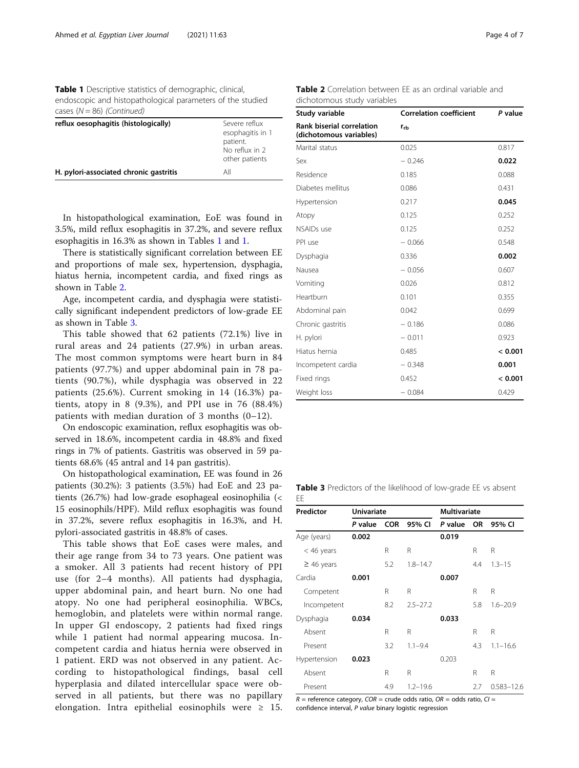**Table 1** Descriptive statistics of demographic, clinical, endoscopic and histopathological parameters of the studied cases (N = 86) *(Continued)*

| | |
|---|---|
| **reflux oesophagitis (histologically)** | Severe reflux esophagitis in 1 patient. No reflux in 2 other patients |
| **H. pylori-associated chronic gastritis** | All |

In histopathological examination, EoE was found in 3.5%, mild reflux esophagitis in 37.2%, and severe reflux esophagitis in 16.3% as shown in Tables 1 and 1.

There is statistically significant correlation between EE and proportions of male sex, hypertension, dysphagia, hiatus hernia, incompetent cardia, and fixed rings as shown in Table 2.

Age, incompetent cardia, and dysphagia were statistically significant independent predictors of low-grade EE as shown in Table 3.

This table showed that 62 patients (72.1%) live in rural areas and 24 patients (27.9%) in urban areas. The most common symptoms were heart burn in 84 patients (97.7%) and upper abdominal pain in 78 patients (90.7%), while dysphagia was observed in 22 patients (25.6%). Current smoking in 14 (16.3%) patients, atopy in 8 (9.3%), and PPI use in 76 (88.4%) patients with median duration of 3 months (0–12).

On endoscopic examination, reflux esophagitis was observed in 18.6%, incompetent cardia in 48.8% and fixed rings in 7% of patients. Gastritis was observed in 59 patients 68.6% (45 antral and 14 pan gastritis).

On histopathological examination, EE was found in 26 patients (30.2%): 3 patients (3.5%) had EoE and 23 patients (26.7%) had low-grade esophageal eosinophilia (< 15 eosinophils/HPF). Mild reflux esophagitis was found in 37.2%, severe reflux esophagitis in 16.3%, and H. pylori-associated gastritis in 48.8% of cases.

This table shows that EoE cases were males, and their age range from 34 to 73 years. One patient was a smoker. All 3 patients had recent history of PPI use (for 2–4 months). All patients had dysphagia, upper abdominal pain, and heart burn. No one had atopy. No one had peripheral eosinophilia. WBCs, hemoglobin, and platelets were within normal range. In upper GI endoscopy, 2 patients had fixed rings while 1 patient had normal appearing mucosa. Incompetent cardia and hiatus hernia were observed in 1 patient. ERD was not observed in any patient. According to histopathological findings, basal cell hyperplasia and dilated intercellular space were observed in all patients, but there was no papillary elongation. Intra epithelial eosinophils were ≥ 15.

**Table 2** Correlation between EE as an ordinal variable and dichotomous study variables

| Study variable | Correlation coefficient | P value |
|---|---|---|
| **Rank biserial correlation (dichotomous variables)** | $r_{rb}$ | |
| Marital status | 0.025 | 0.817 |
| Sex | − 0.246 | **0.022** |
| Residence | 0.185 | 0.088 |
| Diabetes mellitus | 0.086 | 0.431 |
| Hypertension | 0.217 | **0.045** |
| Atopy | 0.125 | 0.252 |
| NSAIDs use | 0.125 | 0.252 |
| PPI use | − 0.066 | 0.548 |
| Dysphagia | 0.336 | **0.002** |
| Nausea | − 0.056 | 0.607 |
| Vomiting | 0.026 | 0.812 |
| Heartburn | 0.101 | 0.355 |
| Abdominal pain | 0.042 | 0.699 |
| Chronic gastritis | − 0.186 | 0.086 |
| H. pylori | − 0.011 | 0.923 |
| Hiatus hernia | 0.485 | **< 0.001** |
| Incompetent cardia | − 0.348 | **0.001** |
| Fixed rings | 0.452 | **< 0.001** |
| Weight loss | − 0.084 | 0.429 |

**Table 3** Predictors of the likelihood of low-grade EE vs absent EE

| Predictor | Univariate | | | Multivariate | | |
|---|---|---|---|---|---|---|
| | P value | COR | 95% CI | P value | OR | 95% CI |
| Age (years) | **0.002** | | | **0.019** | | |
| < 46 years | | R | R | | R | R |
| ≥ 46 years | | 5.2 | 1.8–14.7 | | 4.4 | 1.3–15 |
| Cardia | **0.001** | | | **0.007** | | |
| Competent | | R | R | | R | R |
| Incompetent | | 8.2 | 2.5–27.2 | | 5.8 | 1.6–20.9 |
| Dysphagia | **0.034** | | | **0.033** | | |
| Absent | | R | R | | R | R |
| Present | | 3.2 | 1.1–9.4 | | 4.3 | 1.1–16.6 |
| Hypertension | **0.023** | | | 0.203 | | |
| Absent | | R | R | | R | R |
| Present | | 4.9 | 1.2–19.6 | | 2.7 | 0.583–12.6 |

*R* = reference category, *COR* = crude odds ratio, *OR* = odds ratio, *CI* = confidence interval, *P value* binary logistic regression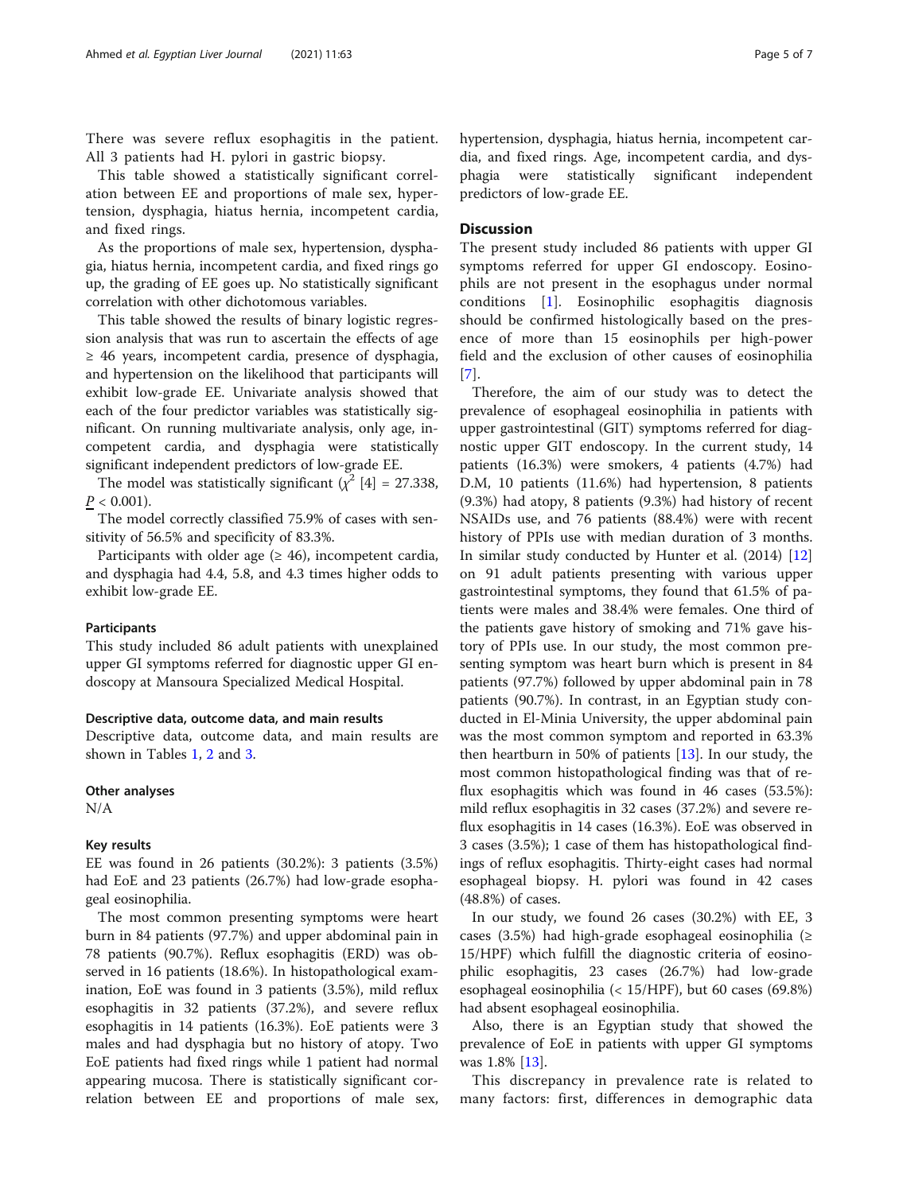There was severe reflux esophagitis in the patient. All 3 patients had H. pylori in gastric biopsy.

This table showed a statistically significant correlation between EE and proportions of male sex, hypertension, dysphagia, hiatus hernia, incompetent cardia, and fixed rings.

As the proportions of male sex, hypertension, dysphagia, hiatus hernia, incompetent cardia, and fixed rings go up, the grading of EE goes up. No statistically significant correlation with other dichotomous variables.

This table showed the results of binary logistic regression analysis that was run to ascertain the effects of age ≥ 46 years, incompetent cardia, presence of dysphagia, and hypertension on the likelihood that participants will exhibit low-grade EE. Univariate analysis showed that each of the four predictor variables was statistically significant. On running multivariate analysis, only age, incompetent cardia, and dysphagia were statistically significant independent predictors of low-grade EE.

The model was statistically significant ($\chi^2$ [4] = 27.338, $\underline{P}$ < 0.001).

The model correctly classified 75.9% of cases with sensitivity of 56.5% and specificity of 83.3%.

Participants with older age (≥ 46), incompetent cardia, and dysphagia had 4.4, 5.8, and 4.3 times higher odds to exhibit low-grade EE.

### Participants

This study included 86 adult patients with unexplained upper GI symptoms referred for diagnostic upper GI endoscopy at Mansoura Specialized Medical Hospital.

### Descriptive data, outcome data, and main results

Descriptive data, outcome data, and main results are shown in Tables 1, 2 and 3.

### Other analyses

N/A

### Key results

EE was found in 26 patients (30.2%): 3 patients (3.5%) had EoE and 23 patients (26.7%) had low-grade esophageal eosinophilia.

The most common presenting symptoms were heart burn in 84 patients (97.7%) and upper abdominal pain in 78 patients (90.7%). Reflux esophagitis (ERD) was observed in 16 patients (18.6%). In histopathological examination, EoE was found in 3 patients (3.5%), mild reflux esophagitis in 32 patients (37.2%), and severe reflux esophagitis in 14 patients (16.3%). EoE patients were 3 males and had dysphagia but no history of atopy. Two EoE patients had fixed rings while 1 patient had normal appearing mucosa. There is statistically significant correlation between EE and proportions of male sex, hypertension, dysphagia, hiatus hernia, incompetent cardia, and fixed rings. Age, incompetent cardia, and dysphagia were statistically significant independent predictors of low-grade EE.

## Discussion

The present study included 86 patients with upper GI symptoms referred for upper GI endoscopy. Eosinophils are not present in the esophagus under normal conditions [1]. Eosinophilic esophagitis diagnosis should be confirmed histologically based on the presence of more than 15 eosinophils per high-power field and the exclusion of other causes of eosinophilia [7].

Therefore, the aim of our study was to detect the prevalence of esophageal eosinophilia in patients with upper gastrointestinal (GIT) symptoms referred for diagnostic upper GIT endoscopy. In the current study, 14 patients (16.3%) were smokers, 4 patients (4.7%) had D.M, 10 patients (11.6%) had hypertension, 8 patients (9.3%) had atopy, 8 patients (9.3%) had history of recent NSAIDs use, and 76 patients (88.4%) were with recent history of PPIs use with median duration of 3 months. In similar study conducted by Hunter et al. (2014) [12] on 91 adult patients presenting with various upper gastrointestinal symptoms, they found that 61.5% of patients were males and 38.4% were females. One third of the patients gave history of smoking and 71% gave history of PPIs use. In our study, the most common presenting symptom was heart burn which is present in 84 patients (97.7%) followed by upper abdominal pain in 78 patients (90.7%). In contrast, in an Egyptian study conducted in El-Minia University, the upper abdominal pain was the most common symptom and reported in 63.3% then heartburn in 50% of patients [13]. In our study, the most common histopathological finding was that of reflux esophagitis which was found in 46 cases (53.5%): mild reflux esophagitis in 32 cases (37.2%) and severe reflux esophagitis in 14 cases (16.3%). EoE was observed in 3 cases (3.5%); 1 case of them has histopathological findings of reflux esophagitis. Thirty-eight cases had normal esophageal biopsy. H. pylori was found in 42 cases (48.8%) of cases.

In our study, we found 26 cases (30.2%) with EE, 3 cases (3.5%) had high-grade esophageal eosinophilia (≥ 15/HPF) which fulfill the diagnostic criteria of eosinophilic esophagitis, 23 cases (26.7%) had low-grade esophageal eosinophilia (< 15/HPF), but 60 cases (69.8%) had absent esophageal eosinophilia.

Also, there is an Egyptian study that showed the prevalence of EoE in patients with upper GI symptoms was 1.8% [13].

This discrepancy in prevalence rate is related to many factors: first, differences in demographic data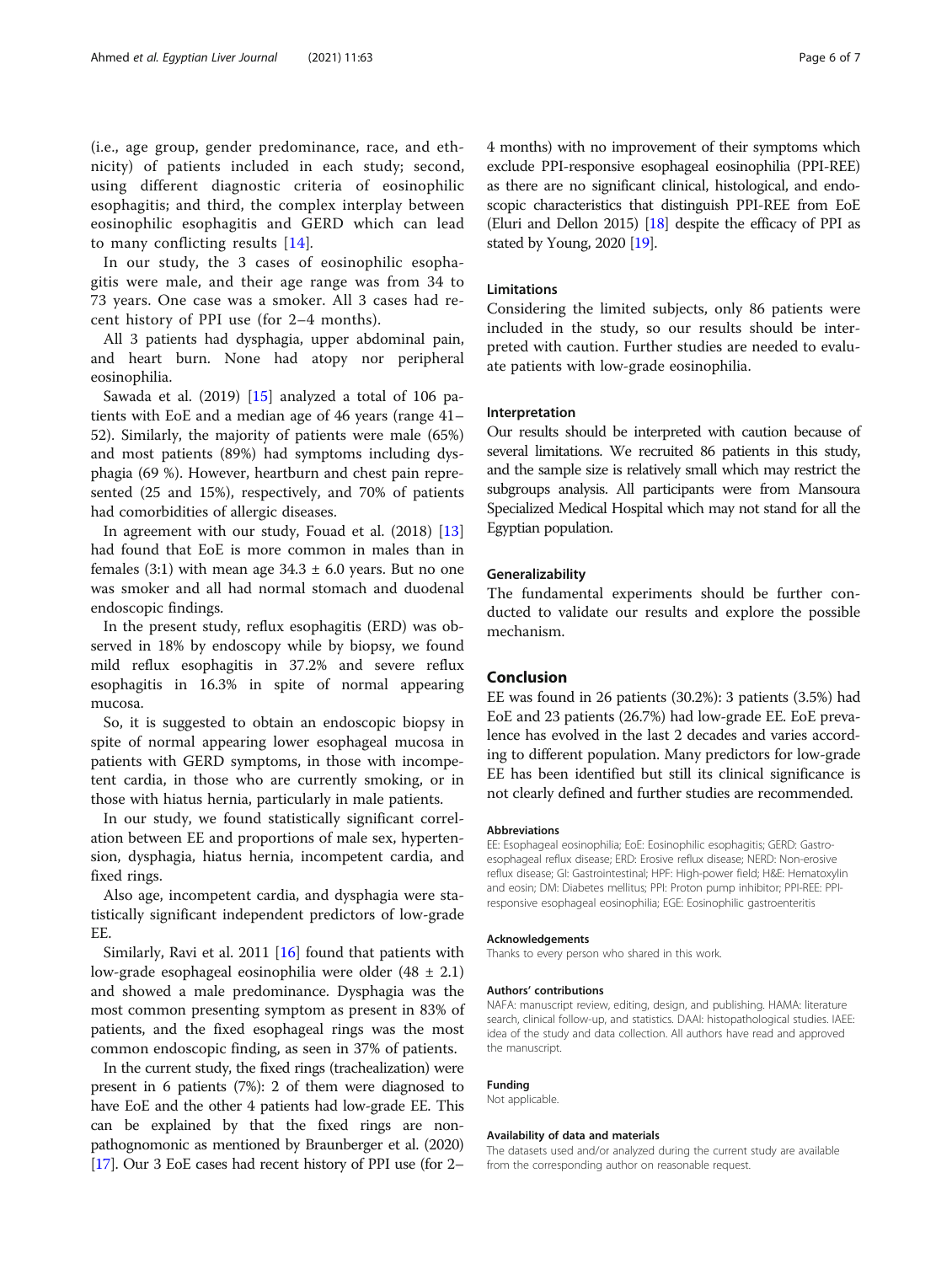(i.e., age group, gender predominance, race, and ethnicity) of patients included in each study; second, using different diagnostic criteria of eosinophilic esophagitis; and third, the complex interplay between eosinophilic esophagitis and GERD which can lead to many conflicting results [14].

In our study, the 3 cases of eosinophilic esophagitis were male, and their age range was from 34 to 73 years. One case was a smoker. All 3 cases had recent history of PPI use (for 2–4 months).

All 3 patients had dysphagia, upper abdominal pain, and heart burn. None had atopy nor peripheral eosinophilia.

Sawada et al. (2019) [15] analyzed a total of 106 patients with EoE and a median age of 46 years (range 41–52). Similarly, the majority of patients were male (65%) and most patients (89%) had symptoms including dysphagia (69 %). However, heartburn and chest pain represented (25 and 15%), respectively, and 70% of patients had comorbidities of allergic diseases.

In agreement with our study, Fouad et al. (2018) [13] had found that EoE is more common in males than in females (3:1) with mean age 34.3 ± 6.0 years. But no one was smoker and all had normal stomach and duodenal endoscopic findings.

In the present study, reflux esophagitis (ERD) was observed in 18% by endoscopy while by biopsy, we found mild reflux esophagitis in 37.2% and severe reflux esophagitis in 16.3% in spite of normal appearing mucosa.

So, it is suggested to obtain an endoscopic biopsy in spite of normal appearing lower esophageal mucosa in patients with GERD symptoms, in those with incompetent cardia, in those who are currently smoking, or in those with hiatus hernia, particularly in male patients.

In our study, we found statistically significant correlation between EE and proportions of male sex, hypertension, dysphagia, hiatus hernia, incompetent cardia, and fixed rings.

Also age, incompetent cardia, and dysphagia were statistically significant independent predictors of low-grade EE.

Similarly, Ravi et al. 2011 [16] found that patients with low-grade esophageal eosinophilia were older (48 ± 2.1) and showed a male predominance. Dysphagia was the most common presenting symptom as present in 83% of patients, and the fixed esophageal rings was the most common endoscopic finding, as seen in 37% of patients.

In the current study, the fixed rings (trachealization) were present in 6 patients (7%): 2 of them were diagnosed to have EoE and the other 4 patients had low-grade EE. This can be explained by that the fixed rings are non-pathognomonic as mentioned by Braunberger et al. (2020) [17]. Our 3 EoE cases had recent history of PPI use (for 2–4 months) with no improvement of their symptoms which exclude PPI-responsive esophageal eosinophilia (PPI-REE) as there are no significant clinical, histological, and endoscopic characteristics that distinguish PPI-REE from EoE (Eluri and Dellon 2015) [18] despite the efficacy of PPI as stated by Young, 2020 [19].

## Limitations

Considering the limited subjects, only 86 patients were included in the study, so our results should be interpreted with caution. Further studies are needed to evaluate patients with low-grade eosinophilia.

## Interpretation

Our results should be interpreted with caution because of several limitations. We recruited 86 patients in this study, and the sample size is relatively small which may restrict the subgroups analysis. All participants were from Mansoura Specialized Medical Hospital which may not stand for all the Egyptian population.

## Generalizability

The fundamental experiments should be further conducted to validate our results and explore the possible mechanism.

## Conclusion

EE was found in 26 patients (30.2%): 3 patients (3.5%) had EoE and 23 patients (26.7%) had low-grade EE. EoE prevalence has evolved in the last 2 decades and varies according to different population. Many predictors for low-grade EE has been identified but still its clinical significance is not clearly defined and further studies are recommended.

### Abbreviations

EE: Esophageal eosinophilia; EoE: Eosinophilic esophagitis; GERD: Gastro-esophageal reflux disease; ERD: Erosive reflux disease; NERD: Non-erosive reflux disease; GI: Gastrointestinal; HPF: High-power field; H&E: Hematoxylin and eosin; DM: Diabetes mellitus; PPI: Proton pump inhibitor; PPI-REE: PPI-responsive esophageal eosinophilia; EGE: Eosinophilic gastroenteritis

### Acknowledgements

Thanks to every person who shared in this work.

### Authors' contributions

NAFA: manuscript review, editing, design, and publishing. HAMA: literature search, clinical follow-up, and statistics. DAAI: histopathological studies. IAEE: idea of the study and data collection. All authors have read and approved the manuscript.

### Funding

Not applicable.

### Availability of data and materials

The datasets used and/or analyzed during the current study are available from the corresponding author on reasonable request.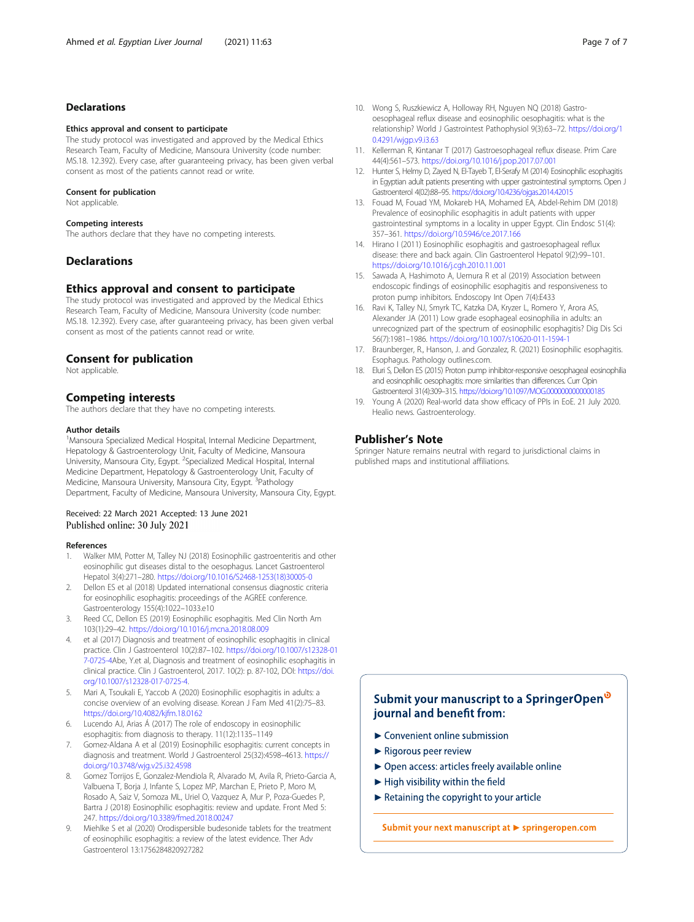## Declarations

### Ethics approval and consent to participate

The study protocol was investigated and approved by the Medical Ethics Research Team, Faculty of Medicine, Mansoura University (code number: MS.18. 12.392). Every case, after guaranteeing privacy, has been given verbal consent as most of the patients cannot read or write.

### Consent for publication

Not applicable.

### Competing interests

The authors declare that they have no competing interests.

## Declarations

## Ethics approval and consent to participate

The study protocol was investigated and approved by the Medical Ethics Research Team, Faculty of Medicine, Mansoura University (code number: MS.18. 12.392). Every case, after guaranteeing privacy, has been given verbal consent as most of the patients cannot read or write.

## Consent for publication

Not applicable.

## Competing interests

The authors declare that they have no competing interests.

### Author details

[1]Mansoura Specialized Medical Hospital, Internal Medicine Department, Hepatology & Gastroenterology Unit, Faculty of Medicine, Mansoura University, Mansoura City, Egypt. [2]Specialized Medical Hospital, Internal Medicine Department, Hepatology & Gastroenterology Unit, Faculty of Medicine, Mansoura University, Mansoura City, Egypt. [3]Pathology Department, Faculty of Medicine, Mansoura University, Mansoura City, Egypt.

Received: 22 March 2021 Accepted: 13 June 2021
Published online: 30 July 2021

### References

1. Walker MM, Potter M, Talley NJ (2018) Eosinophilic gastroenteritis and other eosinophilic gut diseases distal to the oesophagus. Lancet Gastroenterol Hepatol 3(4):271–280. https://doi.org/10.1016/S2468-1253(18)30005-0
2. Dellon ES et al (2018) Updated international consensus diagnostic criteria for eosinophilic esophagitis: proceedings of the AGREE conference. Gastroenterology 155(4):1022–1033.e10
3. Reed CC, Dellon ES (2019) Eosinophilic esophagitis. Med Clin North Am 103(1):29–42. https://doi.org/10.1016/j.mcna.2018.08.009
4. et al (2017) Diagnosis and treatment of eosinophilic esophagitis in clinical practice. Clin J Gastroenterol 10(2):87–102. https://doi.org/10.1007/s12328-017-0725-4Abe, Y.et al, Diagnosis and treatment of eosinophilic esophagitis in clinical practice. Clin J Gastroenterol, 2017. 10(2): p. 87-102, DOI: https://doi.org/10.1007/s12328-017-0725-4.
5. Mari A, Tsoukali E, Yaccob A (2020) Eosinophilic esophagitis in adults: a concise overview of an evolving disease. Korean J Fam Med 41(2):75–83. https://doi.org/10.4082/kjfm.18.0162
6. Lucendo AJ, Arias Á (2017) The role of endoscopy in eosinophilic esophagitis: from diagnosis to therapy. 11(12):1135–1149
7. Gomez-Aldana A et al (2019) Eosinophilic esophagitis: current concepts in diagnosis and treatment. World J Gastroenterol 25(32):4598–4613. https://doi.org/10.3748/wjg.v25.i32.4598
8. Gomez Torrijos E, Gonzalez-Mendiola R, Alvarado M, Avila R, Prieto-Garcia A, Valbuena T, Borja J, Infante S, Lopez MP, Marchan E, Prieto P, Moro M, Rosado A, Saiz V, Somoza ML, Uriel O, Vazquez A, Mur P, Poza-Guedes P, Bartra J (2018) Eosinophilic esophagitis: review and update. Front Med 5: 247. https://doi.org/10.3389/fmed.2018.00247
9. Miehlke S et al (2020) Orodispersible budesonide tablets for the treatment of eosinophilic esophagitis: a review of the latest evidence. Ther Adv Gastroenterol 13:1756284820927282
10. Wong S, Ruszkiewicz A, Holloway RH, Nguyen NQ (2018) Gastro-oesophageal reflux disease and eosinophilic oesophagitis: what is the relationship? World J Gastrointest Pathophysiol 9(3):63–72. https://doi.org/10.4291/wjgp.v9.i3.63
11. Kellerman R, Kintanar T (2017) Gastroesophageal reflux disease. Prim Care 44(4):561–573. https://doi.org/10.1016/j.pop.2017.07.001
12. Hunter S, Helmy D, Zayed N, El-Tayeb T, El-Serafy M (2014) Eosinophilic esophagitis in Egyptian adult patients presenting with upper gastrointestinal symptoms. Open J Gastroenterol 4(02):88–95. https://doi.org/10.4236/ojgas.2014.42015
13. Fouad M, Fouad YM, Mokareb HA, Mohamed EA, Abdel-Rehim DM (2018) Prevalence of eosinophilic esophagitis in adult patients with upper gastrointestinal symptoms in a locality in upper Egypt. Clin Endosc 51(4): 357–361. https://doi.org/10.5946/ce.2017.166
14. Hirano I (2011) Eosinophilic esophagitis and gastroesophageal reflux disease: there and back again. Clin Gastroenterol Hepatol 9(2):99–101. https://doi.org/10.1016/j.cgh.2010.11.001
15. Sawada A, Hashimoto A, Uemura R et al (2019) Association between endoscopic findings of eosinophilic esophagitis and responsiveness to proton pump inhibitors. Endoscopy Int Open 7(4):E433
16. Ravi K, Talley NJ, Smyrk TC, Katzka DA, Kryzer L, Romero Y, Arora AS, Alexander JA (2011) Low grade esophageal eosinophilia in adults: an unrecognized part of the spectrum of eosinophilic esophagitis? Dig Dis Sci 56(7):1981–1986. https://doi.org/10.1007/s10620-011-1594-1
17. Braunberger, R., Hanson, J. and Gonzalez, R. (2021) Eosinophilic esophagitis. Esophagus. Pathology outlines.com.
18. Eluri S, Dellon ES (2015) Proton pump inhibitor-responsive oesophageal eosinophilia and eosinophilic oesophagitis: more similarities than differences. Curr Opin Gastroenterol 31(4):309–315. https://doi.org/10.1097/MOG.0000000000000185
19. Young A (2020) Real-world data show efficacy of PPIs in EoE. 21 July 2020. Healio news. Gastroenterology.

## Publisher's Note

Springer Nature remains neutral with regard to jurisdictional claims in published maps and institutional affiliations.

**Submit your manuscript to a SpringerOpen journal and benefit from:**

- Convenient online submission
- Rigorous peer review
- Open access: articles freely available online
- High visibility within the field
- Retaining the copyright to your article

Submit your next manuscript at ▶ springeropen.com